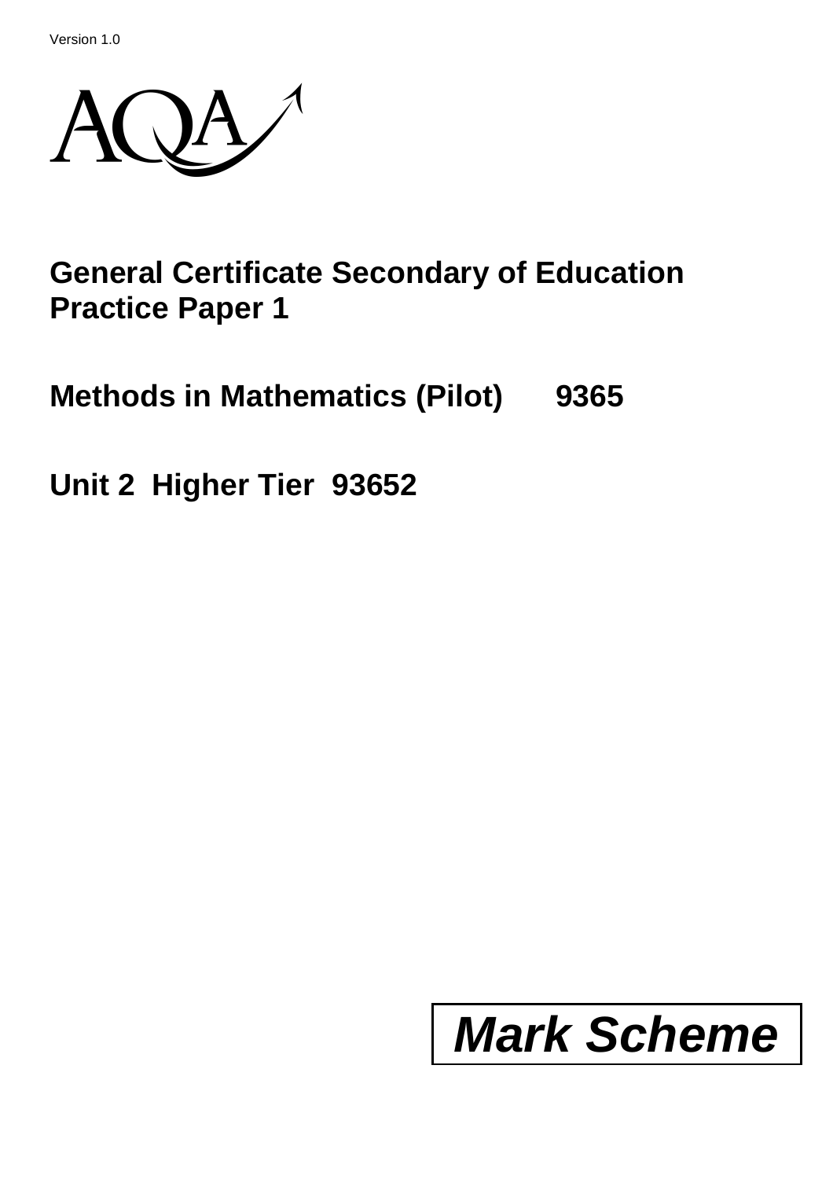Version 1.0

AQA

# General Certificate Secondary of Education Practice Paper 1

## Methods in Mathematics (Pilot) 9365

## Unit 2 Higher Tier 93652

# *Mark Scheme*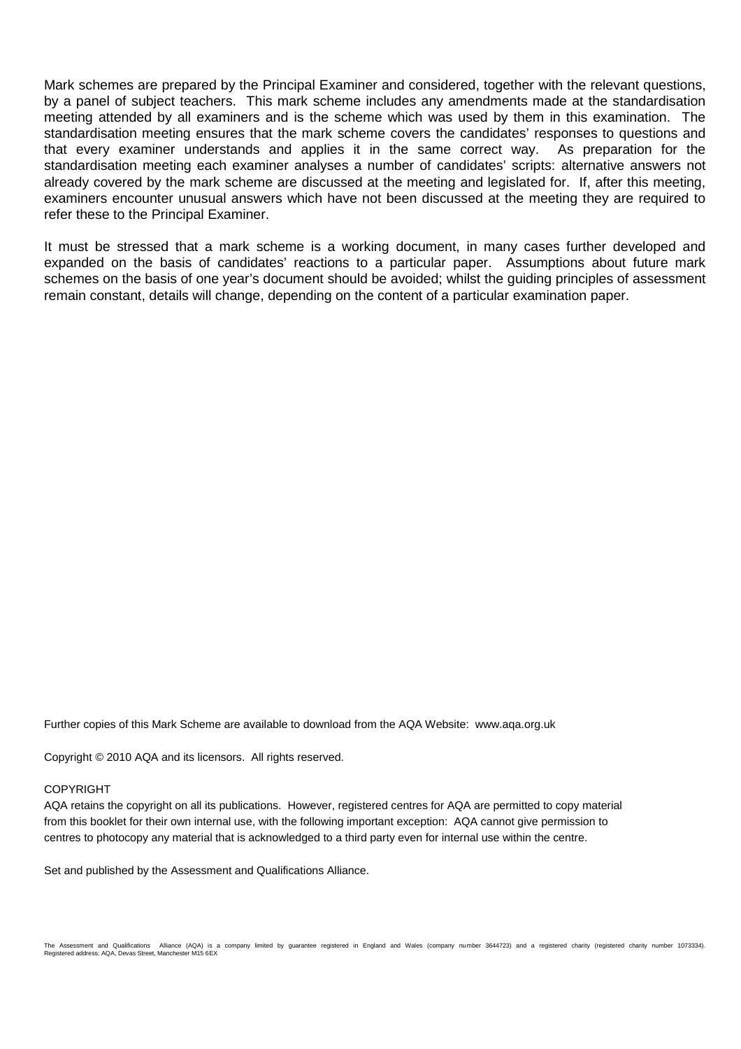Mark schemes are prepared by the Principal Examiner and considered, together with the relevant questions, by a panel of subject teachers. This mark scheme includes any amendments made at the standardisation meeting attended by all examiners and is the scheme which was used by them in this examination. The standardisation meeting ensures that the mark scheme covers the candidates' responses to questions and that every examiner understands and applies it in the same correct way. As preparation for the standardisation meeting each examiner analyses a number of candidates' scripts: alternative answers not already covered by the mark scheme are discussed at the meeting and legislated for. If, after this meeting, examiners encounter unusual answers which have not been discussed at the meeting they are required to refer these to the Principal Examiner.

It must be stressed that a mark scheme is a working document, in many cases further developed and expanded on the basis of candidates' reactions to a particular paper. Assumptions about future mark schemes on the basis of one year's document should be avoided; whilst the guiding principles of assessment remain constant, details will change, depending on the content of a particular examination paper.

Further copies of this Mark Scheme are available to download from the AQA Website: www.aqa.org.uk

Copyright © 2010 AQA and its licensors. All rights reserved.

COPYRIGHT

AQA retains the copyright on all its publications. However, registered centres for AQA are permitted to copy material from this booklet for their own internal use, with the following important exception: AQA cannot give permission to centres to photocopy any material that is acknowledged to a third party even for internal use within the centre.

Set and published by the Assessment and Qualifications Alliance.

The Assessment and Qualifications Alliance (AQA) is a company limited by guarantee registered in England and Wales (company number 3644723) and a registered charity (registered charity number 1073334). Registered address: AQA, Devas Street, Manchester M15 6EX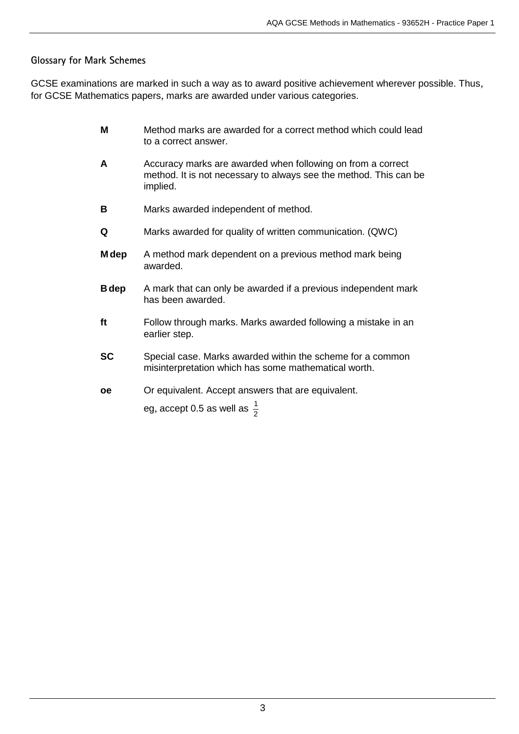## Glossary for Mark Schemes

GCSE examinations are marked in such a way as to award positive achievement wherever possible. Thus, for GCSE Mathematics papers, marks are awarded under various categories.

| | |
|---|---|
| **M** | Method marks are awarded for a correct method which could lead to a correct answer. |
| **A** | Accuracy marks are awarded when following on from a correct method. It is not necessary to always see the method. This can be implied. |
| **B** | Marks awarded independent of method. |
| **Q** | Marks awarded for quality of written communication. (QWC) |
| **M dep** | A method mark dependent on a previous method mark being awarded. |
| **B dep** | A mark that can only be awarded if a previous independent mark has been awarded. |
| **ft** | Follow through marks. Marks awarded following a mistake in an earlier step. |
| **SC** | Special case. Marks awarded within the scheme for a common misinterpretation which has some mathematical worth. |
| **oe** | Or equivalent. Accept answers that are equivalent. eg, accept 0.5 as well as $\frac{1}{2}$ |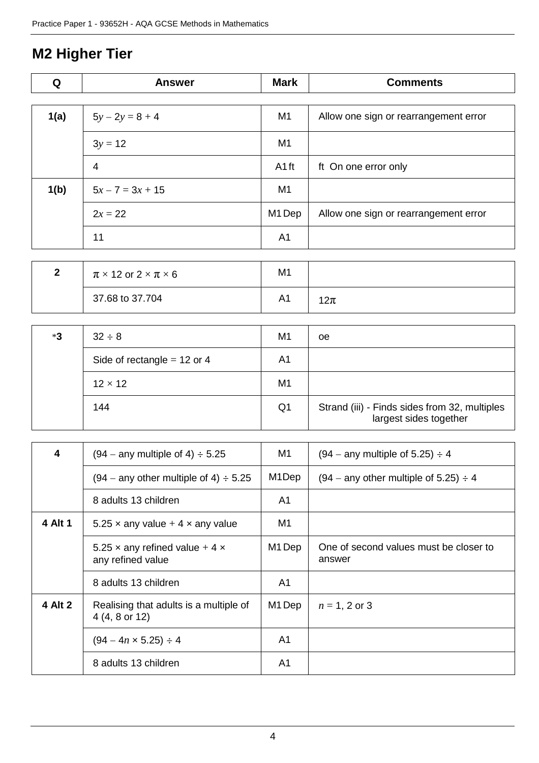## M2 Higher Tier

| Q | Answer | Mark | Comments |
|---|---|---|---|
| 1(a) | $5y - 2y = 8 + 4$ | M1 | Allow one sign or rearrangement error |
| | $3y = 12$ | M1 | |
| | 4 | A1 ft | ft On one error only |
| 1(b) | $5x - 7 = 3x + 15$ | M1 | |
| | $2x = 22$ | M1 Dep | Allow one sign or rearrangement error |
| | 11 | A1 | |
| 2 | $\pi \times 12$ or $2 \times \pi \times 6$ | M1 | |
| | 37.68 to 37.704 | A1 | $12\pi$ |
| *3 | $32 \div 8$ | M1 | oe |
| | Side of rectangle = 12 or 4 | A1 | |
| | $12 \times 12$ | M1 | |
| | 144 | Q1 | Strand (iii) - Finds sides from 32, multiples largest sides together |
| 4 | $(94 -$ any multiple of 4$) \div 5.25$ | M1 | $(94 -$ any multiple of 5.25$) \div 4$ |
| | $(94 -$ any other multiple of 4$) \div 5.25$ | M1 Dep | $(94 -$ any other multiple of 5.25$) \div 4$ |
| | 8 adults 13 children | A1 | |
| 4 Alt 1 | $5.25 \times$ any value $+ 4 \times$ any value | M1 | |
| | $5.25 \times$ any refined value $+ 4 \times$ any refined value | M1 Dep | One of second values must be closer to answer |
| | 8 adults 13 children | A1 | |
| 4 Alt 2 | Realising that adults is a multiple of 4 (4, 8 or 12) | M1 Dep | $n = 1, 2$ or $3$ |
| | $(94 - 4n \times 5.25) \div 4$ | A1 | |
| | 8 adults 13 children | A1 | |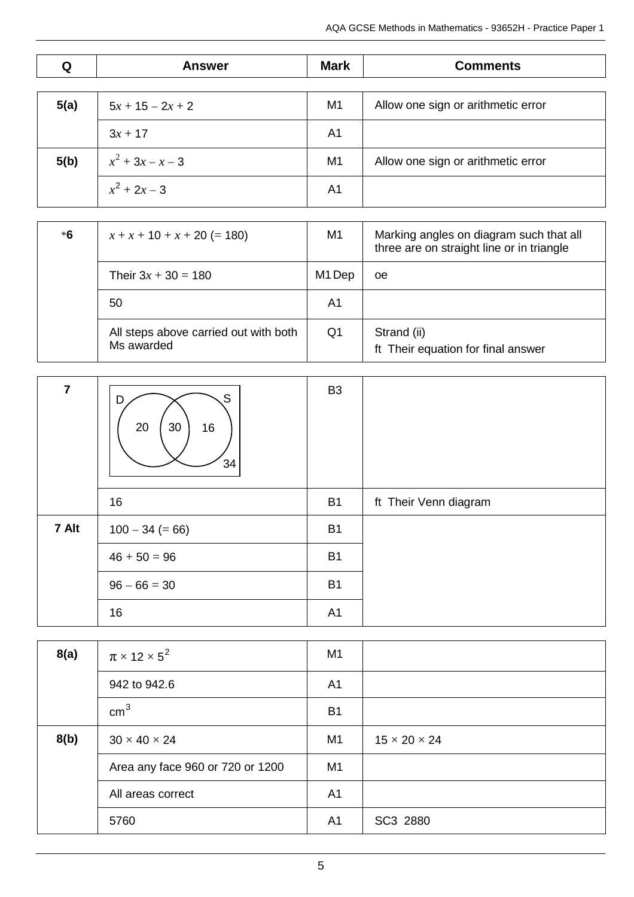| Q | Answer | Mark | Comments |
|---|---|---|---|
| 5(a) | $5x + 15 - 2x + 2$ | M1 | Allow one sign or arithmetic error |
| | $3x + 17$ | A1 | |
| 5(b) | $x^2 + 3x - x - 3$ | M1 | Allow one sign or arithmetic error |
| | $x^2 + 2x - 3$ | A1 | |

| Q | Answer | Mark | Comments |
|---|---|---|---|
| *6 | $x + x + 10 + x + 20$ (= 180) | M1 | Marking angles on diagram such that all three are on straight line or in triangle |
| | Their $3x + 30 = 180$ | M1 Dep | oe |
| | 50 | A1 | |
| | All steps above carried out with both Ms awarded | Q1 | Strand (ii)<br>ft Their equation for final answer |

| Q | Answer | Mark | Comments |
|---|---|---|---|
| 7 | Venn diagram: D only 20, D and S 30, S only 16, outside 34 | B3 | |
| | 16 | B1 | ft Their Venn diagram |
| 7 Alt | $100 - 34$ (= 66) | B1 | |
| | $46 + 50 = 96$ | B1 | |
| | $96 - 66 = 30$ | B1 | |
| | 16 | A1 | |

| Q | Answer | Mark | Comments |
|---|---|---|---|
| 8(a) | $\pi \times 12 \times 5^2$ | M1 | |
| | 942 to 942.6 | A1 | |
| | $\text{cm}^3$ | B1 | |
| 8(b) | $30 \times 40 \times 24$ | M1 | $15 \times 20 \times 24$ |
| | Area any face 960 or 720 or 1200 | M1 | |
| | All areas correct | A1 | |
| | 5760 | A1 | SC3 2880 |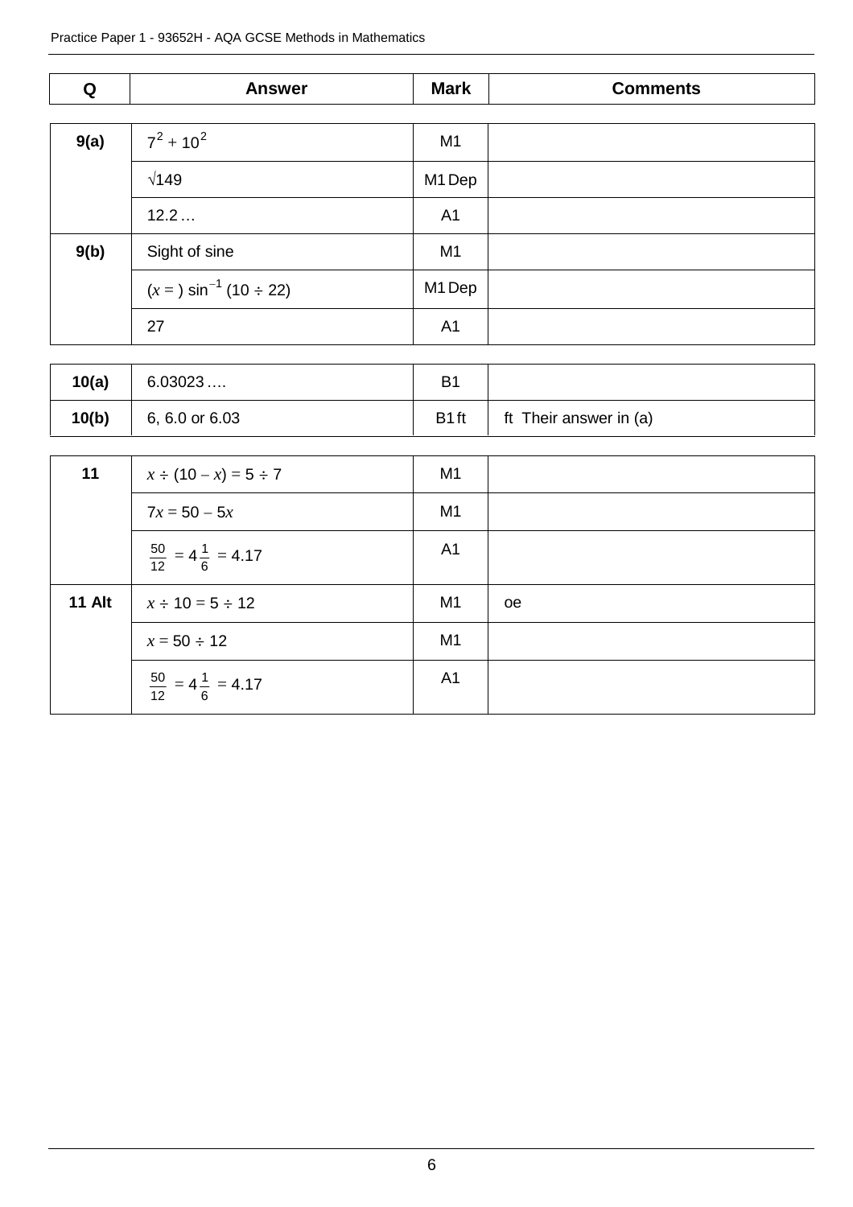| Q | Answer | Mark | Comments |
|---|---|---|---|
| 9(a) | $7^2 + 10^2$ | M1 | |
| | $\sqrt{149}$ | M1 Dep | |
| | 12.2 … | A1 | |
| 9(b) | Sight of sine | M1 | |
| | ($x$ = ) $\sin^{-1}$ (10 ÷ 22) | M1 Dep | |
| | 27 | A1 | |
| 10(a) | 6.03023 …. | B1 | |
| 10(b) | 6, 6.0 or 6.03 | B1 ft | ft Their answer in (a) |
| 11 | $x \div (10 - x) = 5 \div 7$ | M1 | |
| | $7x = 50 - 5x$ | M1 | |
| | $\frac{50}{12} = 4\frac{1}{6} = 4.17$ | A1 | |
| 11 Alt | $x \div 10 = 5 \div 12$ | M1 | oe |
| | $x = 50 \div 12$ | M1 | |
| | $\frac{50}{12} = 4\frac{1}{6} = 4.17$ | A1 | |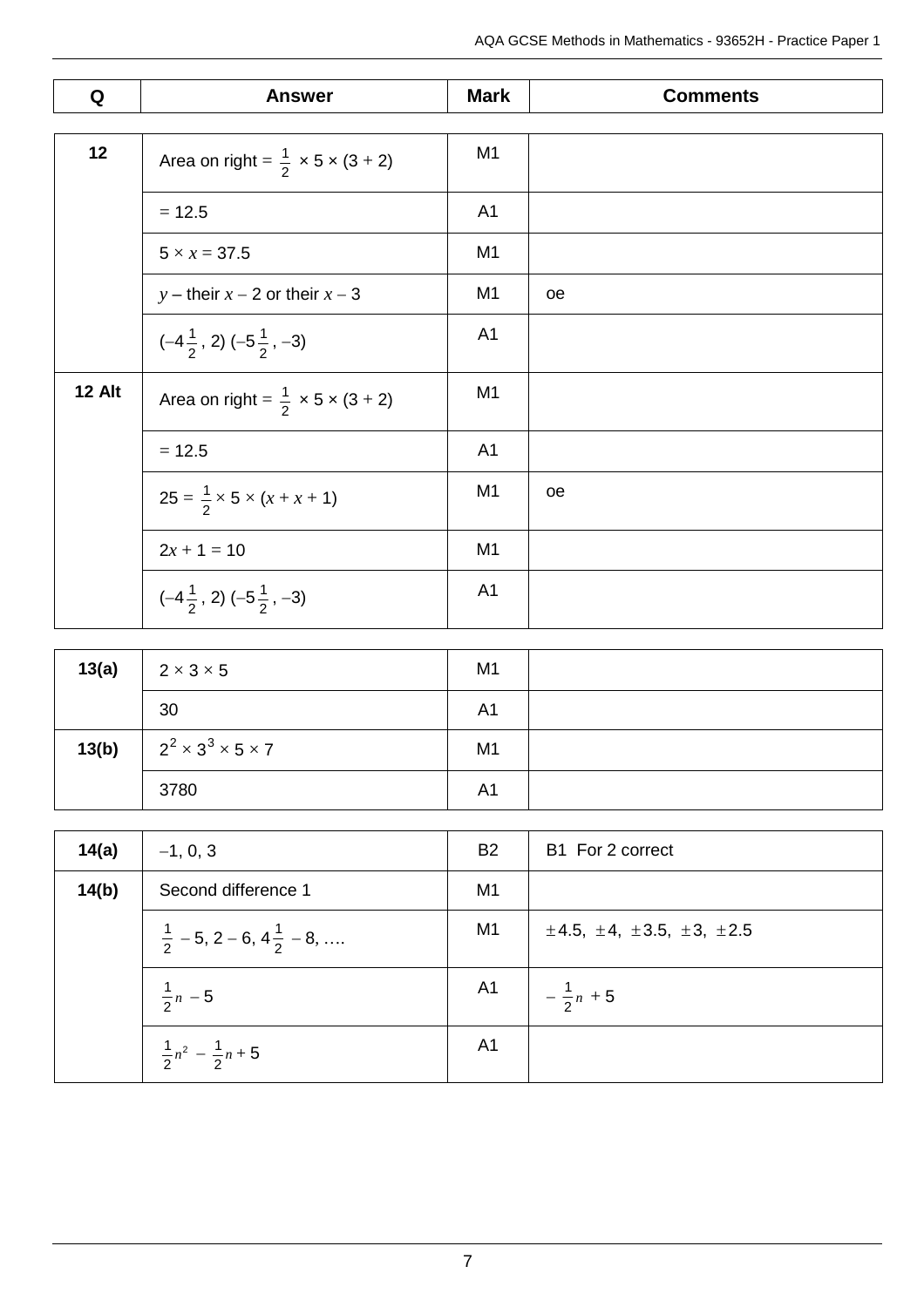| Q | Answer | Mark | Comments |
|---|---|---|---|
| 12 | Area on right = $\frac{1}{2}$ × 5 × (3 + 2) | M1 | |
| | = 12.5 | A1 | |
| | 5 × $x$ = 37.5 | M1 | |
| | $y$ – their $x$ – 2 or their $x$ – 3 | M1 | oe |
| | $(-4\frac{1}{2}, 2)$ $(-5\frac{1}{2}, -3)$ | A1 | |
| 12 Alt | Area on right = $\frac{1}{2}$ × 5 × (3 + 2) | M1 | |
| | = 12.5 | A1 | |
| | 25 = $\frac{1}{2}$ × 5 × ($x$ + $x$ + 1) | M1 | oe |
| | $2x + 1 = 10$ | M1 | |
| | $(-4\frac{1}{2}, 2)$ $(-5\frac{1}{2}, -3)$ | A1 | |
| 13(a) | 2 × 3 × 5 | M1 | |
| | 30 | A1 | |
| 13(b) | $2^2 \times 3^3 \times 5 \times 7$ | M1 | |
| | 3780 | A1 | |
| 14(a) | –1, 0, 3 | B2 | B1 For 2 correct |
| 14(b) | Second difference 1 | M1 | |
| | $\frac{1}{2} - 5$, $2 - 6$, $4\frac{1}{2} - 8$, …. | M1 | ±4.5, ±4, ±3.5, ±3, ±2.5 |
| | $\frac{1}{2}n - 5$ | A1 | $-\frac{1}{2}n + 5$ |
| | $\frac{1}{2}n^2 - \frac{1}{2}n + 5$ | A1 | |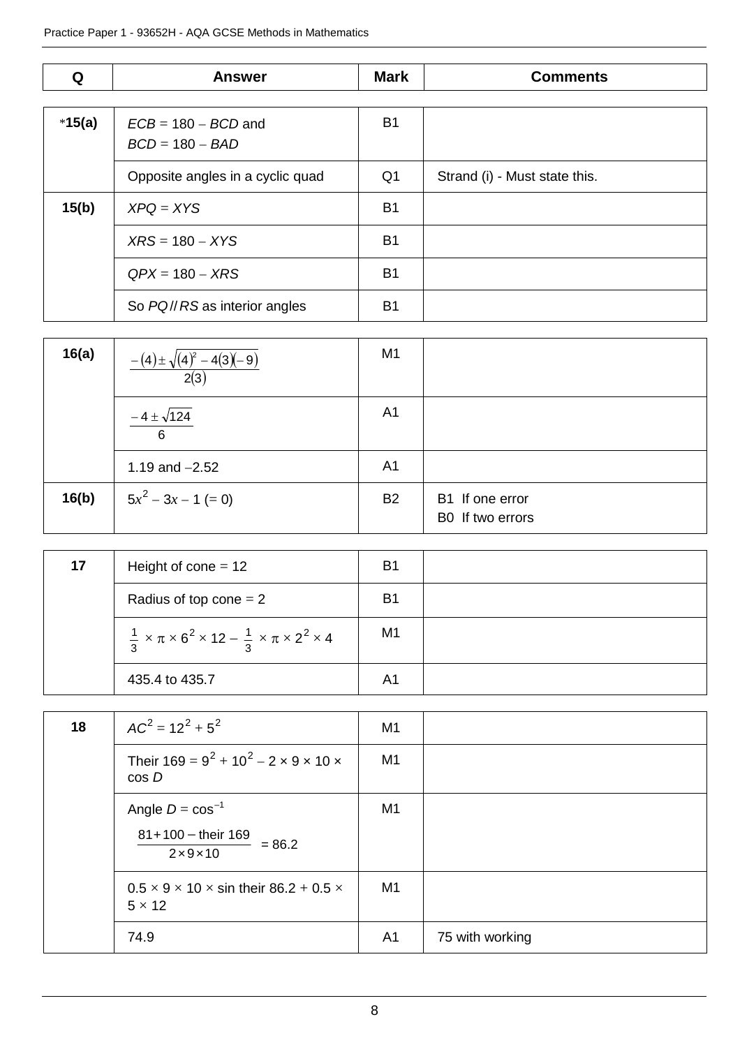| Q | Answer | Mark | Comments |
|---|---|---|---|
| *15(a) | $ECB = 180 - BCD$ and $BCD = 180 - BAD$ | B1 | |
| | Opposite angles in a cyclic quad | Q1 | Strand (i) - Must state this. |
| 15(b) | $XPQ = XYS$ | B1 | |
| | $XRS = 180 - XYS$ | B1 | |
| | $QPX = 180 - XRS$ | B1 | |
| | So $PQ // RS$ as interior angles | B1 | |
| 16(a) | $\dfrac{-(4) \pm \sqrt{(4)^2 - 4(3)(-9)}}{2(3)}$ | M1 | |
| | $\dfrac{-4 \pm \sqrt{124}}{6}$ | A1 | |
| | 1.19 and −2.52 | A1 | |
| 16(b) | $5x^2 - 3x - 1$ (= 0) | B2 | B1 If one error<br>B0 If two errors |
| 17 | Height of cone = 12 | B1 | |
| | Radius of top cone = 2 | B1 | |
| | $\frac{1}{3} \times \pi \times 6^2 \times 12 - \frac{1}{3} \times \pi \times 2^2 \times 4$ | M1 | |
| | 435.4 to 435.7 | A1 | |
| 18 | $AC^2 = 12^2 + 5^2$ | M1 | |
| | Their $169 = 9^2 + 10^2 - 2 \times 9 \times 10 \times \cos D$ | M1 | |
| | Angle $D = \cos^{-1} \dfrac{81 + 100 - \text{their } 169}{2 \times 9 \times 10} = 86.2$ | M1 | |
| | $0.5 \times 9 \times 10 \times \sin$ their $86.2 + 0.5 \times 5 \times 12$ | M1 | |
| | 74.9 | A1 | 75 with working |